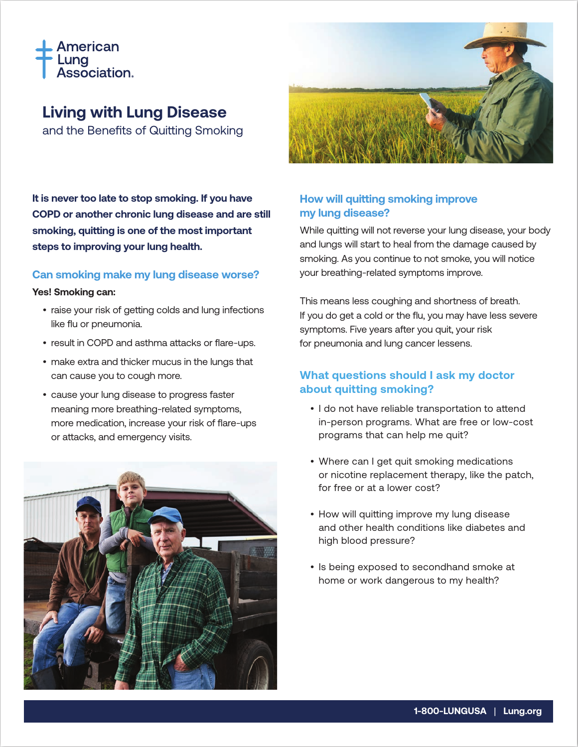American Lung Association.

# Living with Lung Disease

and the Benefits of Quitting Smoking

**It is never too late to stop smoking. If you have COPD or another chronic lung disease and are still smoking, quitting is one of the most important steps to improving your lung health.**

## Can smoking make my lung disease worse?

**Yes! Smoking can:**

- raise your risk of getting colds and lung infections like flu or pneumonia.
- result in COPD and asthma attacks or flare-ups.
- make extra and thicker mucus in the lungs that can cause you to cough more.
- cause your lung disease to progress faster meaning more breathing-related symptoms, more medication, increase your risk of flare-ups or attacks, and emergency visits.

## How will quitting smoking improve my lung disease?

While quitting will not reverse your lung disease, your body and lungs will start to heal from the damage caused by smoking. As you continue to not smoke, you will notice your breathing-related symptoms improve.

This means less coughing and shortness of breath. If you do get a cold or the flu, you may have less severe symptoms. Five years after you quit, your risk for pneumonia and lung cancer lessens.

## What questions should I ask my doctor about quitting smoking?

- I do not have reliable transportation to attend in-person programs. What are free or low-cost programs that can help me quit?
- Where can I get quit smoking medications or nicotine replacement therapy, like the patch, for free or at a lower cost?
- How will quitting improve my lung disease and other health conditions like diabetes and high blood pressure?
- Is being exposed to secondhand smoke at home or work dangerous to my health?

1-800-LUNGUSA | Lung.org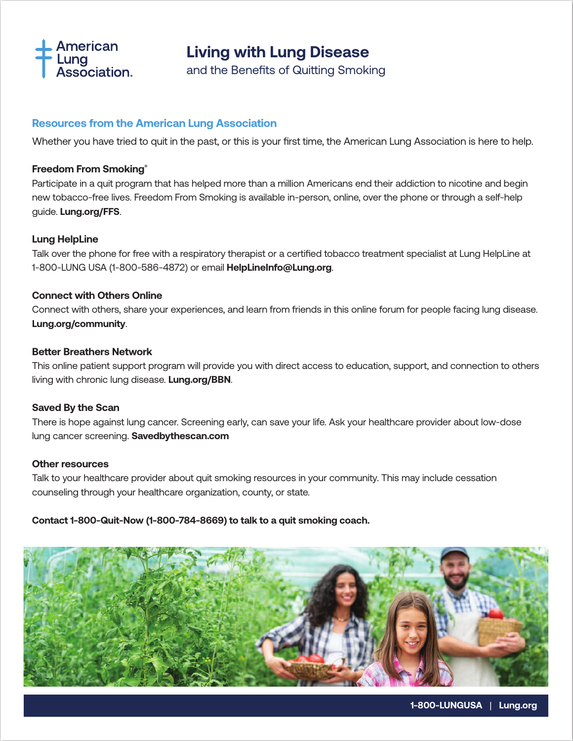American Lung Association.

# Living with Lung Disease

and the Benefits of Quitting Smoking

## Resources from the American Lung Association

Whether you have tried to quit in the past, or this is your first time, the American Lung Association is here to help.

### Freedom From Smoking®

Participate in a quit program that has helped more than a million Americans end their addiction to nicotine and begin new tobacco-free lives. Freedom From Smoking is available in-person, online, over the phone or through a self-help guide. **Lung.org/FFS**.

### Lung HelpLine

Talk over the phone for free with a respiratory therapist or a certified tobacco treatment specialist at Lung HelpLine at 1-800-LUNG USA (1-800-586-4872) or email **HelpLineInfo@Lung.org**.

### Connect with Others Online

Connect with others, share your experiences, and learn from friends in this online forum for people facing lung disease. **Lung.org/community**.

### Better Breathers Network

This online patient support program will provide you with direct access to education, support, and connection to others living with chronic lung disease. **Lung.org/BBN**.

### Saved By the Scan

There is hope against lung cancer. Screening early, can save your life. Ask your healthcare provider about low-dose lung cancer screening. **Savedbythescan.com**

### Other resources

Talk to your healthcare provider about quit smoking resources in your community. This may include cessation counseling through your healthcare organization, county, or state.

**Contact 1-800-Quit-Now (1-800-784-8669) to talk to a quit smoking coach.**

**1-800-LUNGUSA | Lung.org**